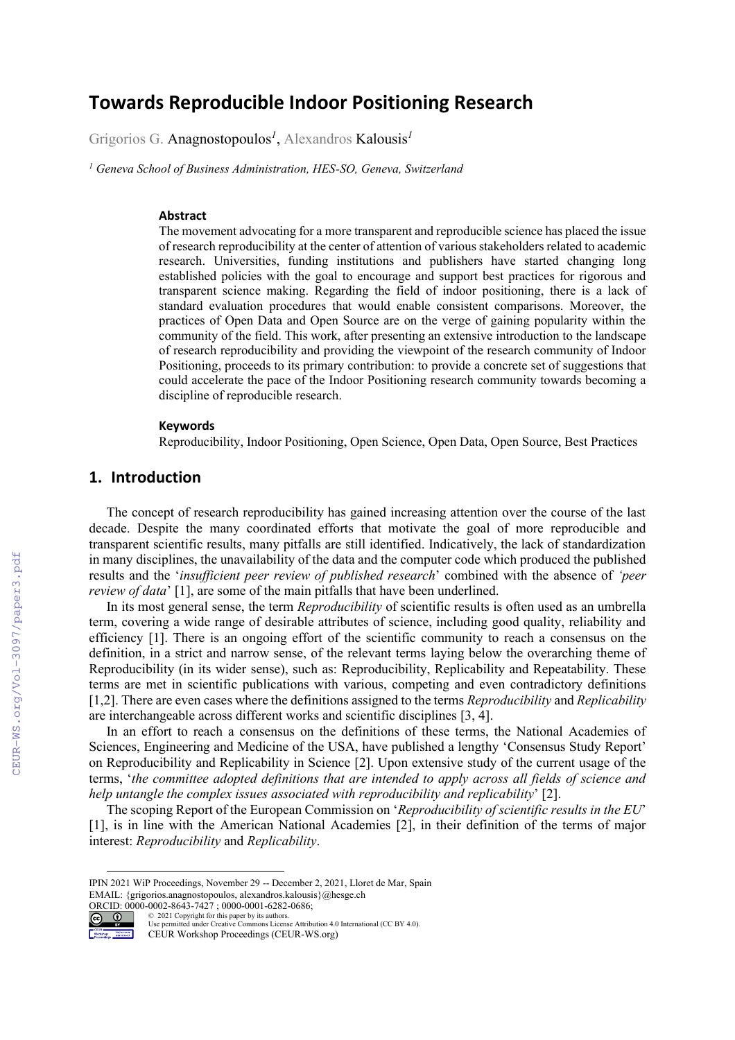# Towards Reproducible Indoor Positioning Research

Grigorios G. Anagnostopoulos[1], Alexandros Kalousis[1]

[1] *Geneva School of Business Administration, HES-SO, Geneva, Switzerland*

### Abstract

The movement advocating for a more transparent and reproducible science has placed the issue of research reproducibility at the center of attention of various stakeholders related to academic research. Universities, funding institutions and publishers have started changing long established policies with the goal to encourage and support best practices for rigorous and transparent science making. Regarding the field of indoor positioning, there is a lack of standard evaluation procedures that would enable consistent comparisons. Moreover, the practices of Open Data and Open Source are on the verge of gaining popularity within the community of the field. This work, after presenting an extensive introduction to the landscape of research reproducibility and providing the viewpoint of the research community of Indoor Positioning, proceeds to its primary contribution: to provide a concrete set of suggestions that could accelerate the pace of the Indoor Positioning research community towards becoming a discipline of reproducible research.

### Keywords

Reproducibility, Indoor Positioning, Open Science, Open Data, Open Source, Best Practices

## 1. Introduction

The concept of research reproducibility has gained increasing attention over the course of the last decade. Despite the many coordinated efforts that motivate the goal of more reproducible and transparent scientific results, many pitfalls are still identified. Indicatively, the lack of standardization in many disciplines, the unavailability of the data and the computer code which produced the published results and the '*insufficient peer review of published research*' combined with the absence of *'peer review of data*' [1], are some of the main pitfalls that have been underlined.

In its most general sense, the term *Reproducibility* of scientific results is often used as an umbrella term, covering a wide range of desirable attributes of science, including good quality, reliability and efficiency [1]. There is an ongoing effort of the scientific community to reach a consensus on the definition, in a strict and narrow sense, of the relevant terms laying below the overarching theme of Reproducibility (in its wider sense), such as: Reproducibility, Replicability and Repeatability. These terms are met in scientific publications with various, competing and even contradictory definitions [1,2]. There are even cases where the definitions assigned to the terms *Reproducibility* and *Replicability* are interchangeable across different works and scientific disciplines [3, 4].

In an effort to reach a consensus on the definitions of these terms, the National Academies of Sciences, Engineering and Medicine of the USA, have published a lengthy 'Consensus Study Report' on Reproducibility and Replicability in Science [2]. Upon extensive study of the current usage of the terms, '*the committee adopted definitions that are intended to apply across all fields of science and help untangle the complex issues associated with reproducibility and replicability*' [2].

The scoping Report of the European Commission on '*Reproducibility of scientific results in the EU*' [1], is in line with the American National Academies [2], in their definition of the terms of major interest: *Reproducibility* and *Replicability*.

---

IPIN 2021 WiP Proceedings, November 29 -- December 2, 2021, Lloret de Mar, Spain
EMAIL: {grigorios.anagnostopoulos, alexandros.kalousis}@hesge.ch
ORCID: 0000-0002-8643-7427 ; 0000-0001-6282-0686;
© 2021 Copyright for this paper by its authors.
Use permitted under Creative Commons License Attribution 4.0 International (CC BY 4.0).
CEUR Workshop Proceedings (CEUR-WS.org)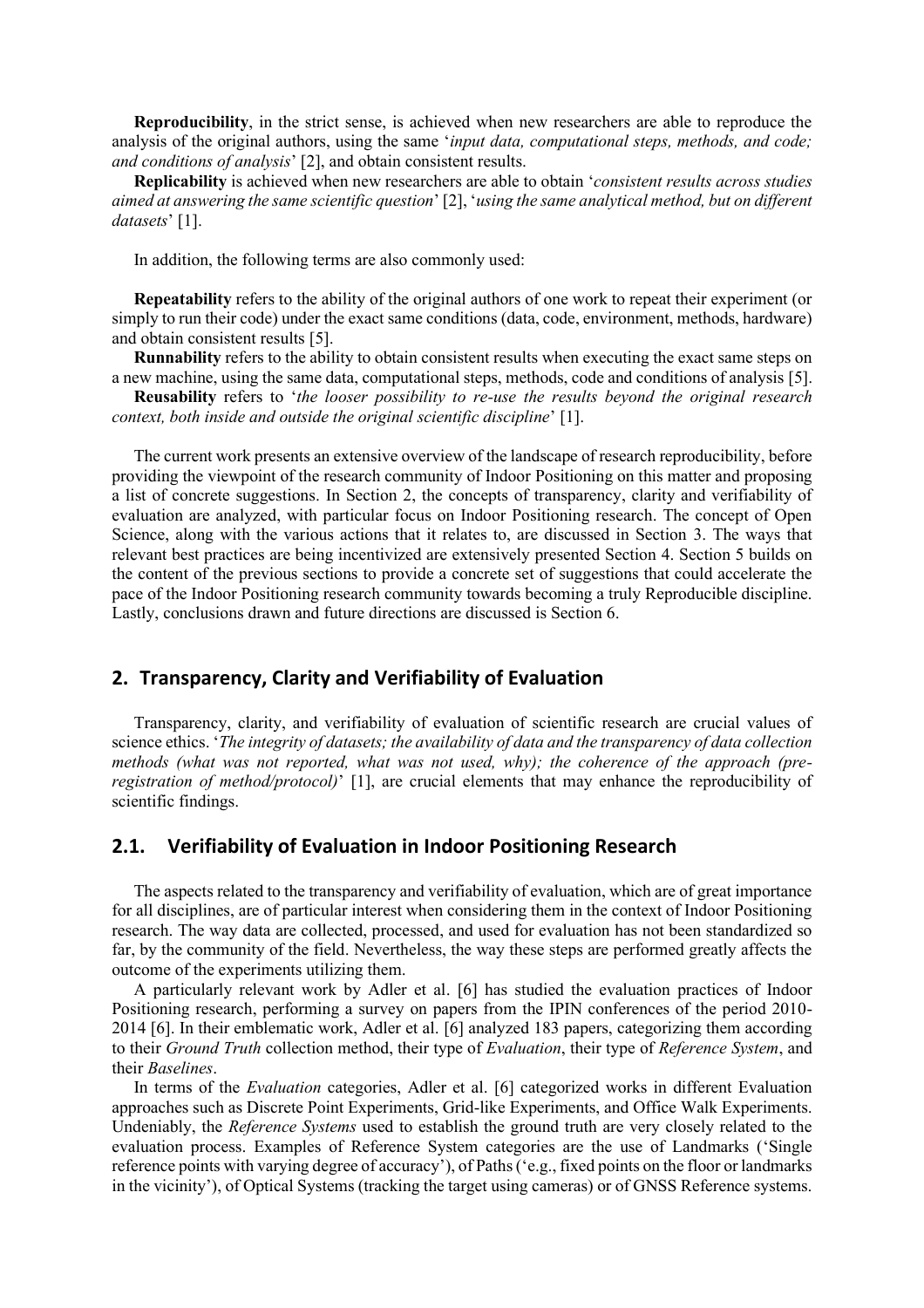**Reproducibility**, in the strict sense, is achieved when new researchers are able to reproduce the analysis of the original authors, using the same '*input data, computational steps, methods, and code; and conditions of analysis*' [2], and obtain consistent results.

**Replicability** is achieved when new researchers are able to obtain '*consistent results across studies aimed at answering the same scientific question*' [2], '*using the same analytical method, but on different datasets*' [1].

In addition, the following terms are also commonly used:

**Repeatability** refers to the ability of the original authors of one work to repeat their experiment (or simply to run their code) under the exact same conditions (data, code, environment, methods, hardware) and obtain consistent results [5].

**Runnability** refers to the ability to obtain consistent results when executing the exact same steps on a new machine, using the same data, computational steps, methods, code and conditions of analysis [5].

**Reusability** refers to '*the looser possibility to re-use the results beyond the original research context, both inside and outside the original scientific discipline*' [1].

The current work presents an extensive overview of the landscape of research reproducibility, before providing the viewpoint of the research community of Indoor Positioning on this matter and proposing a list of concrete suggestions. In Section 2, the concepts of transparency, clarity and verifiability of evaluation are analyzed, with particular focus on Indoor Positioning research. The concept of Open Science, along with the various actions that it relates to, are discussed in Section 3. The ways that relevant best practices are being incentivized are extensively presented Section 4. Section 5 builds on the content of the previous sections to provide a concrete set of suggestions that could accelerate the pace of the Indoor Positioning research community towards becoming a truly Reproducible discipline. Lastly, conclusions drawn and future directions are discussed is Section 6.

## 2. Transparency, Clarity and Verifiability of Evaluation

Transparency, clarity, and verifiability of evaluation of scientific research are crucial values of science ethics. '*The integrity of datasets; the availability of data and the transparency of data collection methods (what was not reported, what was not used, why); the coherence of the approach (pre-registration of method/protocol)*' [1], are crucial elements that may enhance the reproducibility of scientific findings.

### 2.1. Verifiability of Evaluation in Indoor Positioning Research

The aspects related to the transparency and verifiability of evaluation, which are of great importance for all disciplines, are of particular interest when considering them in the context of Indoor Positioning research. The way data are collected, processed, and used for evaluation has not been standardized so far, by the community of the field. Nevertheless, the way these steps are performed greatly affects the outcome of the experiments utilizing them.

A particularly relevant work by Adler et al. [6] has studied the evaluation practices of Indoor Positioning research, performing a survey on papers from the IPIN conferences of the period 2010-2014 [6]. In their emblematic work, Adler et al. [6] analyzed 183 papers, categorizing them according to their *Ground Truth* collection method, their type of *Evaluation*, their type of *Reference System*, and their *Baselines*.

In terms of the *Evaluation* categories, Adler et al. [6] categorized works in different Evaluation approaches such as Discrete Point Experiments, Grid-like Experiments, and Office Walk Experiments. Undeniably, the *Reference Systems* used to establish the ground truth are very closely related to the evaluation process. Examples of Reference System categories are the use of Landmarks ('Single reference points with varying degree of accuracy'), of Paths ('e.g., fixed points on the floor or landmarks in the vicinity'), of Optical Systems (tracking the target using cameras) or of GNSS Reference systems.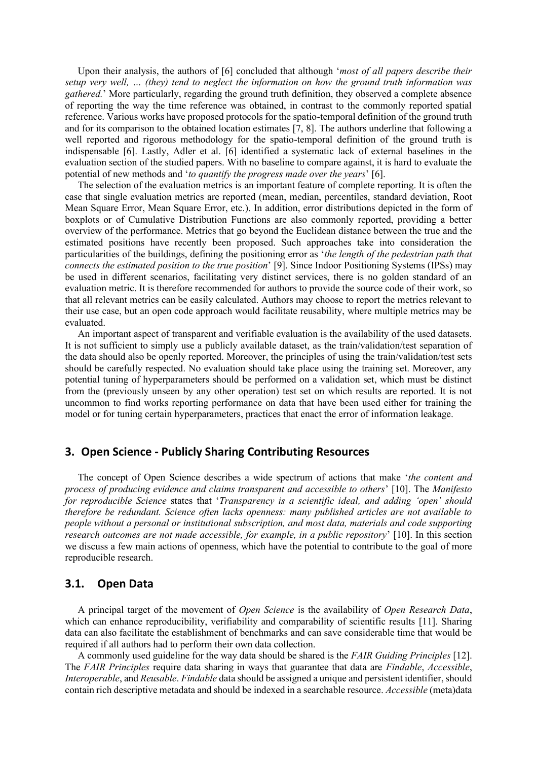Upon their analysis, the authors of [6] concluded that although '*most of all papers describe their setup very well, … (they) tend to neglect the information on how the ground truth information was gathered.*' More particularly, regarding the ground truth definition, they observed a complete absence of reporting the way the time reference was obtained, in contrast to the commonly reported spatial reference. Various works have proposed protocols for the spatio-temporal definition of the ground truth and for its comparison to the obtained location estimates [7, 8]. The authors underline that following a well reported and rigorous methodology for the spatio-temporal definition of the ground truth is indispensable [6]. Lastly, Adler et al. [6] identified a systematic lack of external baselines in the evaluation section of the studied papers. With no baseline to compare against, it is hard to evaluate the potential of new methods and '*to quantify the progress made over the years*' [6].

The selection of the evaluation metrics is an important feature of complete reporting. It is often the case that single evaluation metrics are reported (mean, median, percentiles, standard deviation, Root Mean Square Error, Mean Square Error, etc.). In addition, error distributions depicted in the form of boxplots or of Cumulative Distribution Functions are also commonly reported, providing a better overview of the performance. Metrics that go beyond the Euclidean distance between the true and the estimated positions have recently been proposed. Such approaches take into consideration the particularities of the buildings, defining the positioning error as '*the length of the pedestrian path that connects the estimated position to the true position*' [9]. Since Indoor Positioning Systems (IPSs) may be used in different scenarios, facilitating very distinct services, there is no golden standard of an evaluation metric. It is therefore recommended for authors to provide the source code of their work, so that all relevant metrics can be easily calculated. Authors may choose to report the metrics relevant to their use case, but an open code approach would facilitate reusability, where multiple metrics may be evaluated.

An important aspect of transparent and verifiable evaluation is the availability of the used datasets. It is not sufficient to simply use a publicly available dataset, as the train/validation/test separation of the data should also be openly reported. Moreover, the principles of using the train/validation/test sets should be carefully respected. No evaluation should take place using the training set. Moreover, any potential tuning of hyperparameters should be performed on a validation set, which must be distinct from the (previously unseen by any other operation) test set on which results are reported. It is not uncommon to find works reporting performance on data that have been used either for training the model or for tuning certain hyperparameters, practices that enact the error of information leakage.

## 3. Open Science - Publicly Sharing Contributing Resources

The concept of Open Science describes a wide spectrum of actions that make '*the content and process of producing evidence and claims transparent and accessible to others*' [10]. The *Manifesto for reproducible Science* states that '*Transparency is a scientific ideal, and adding 'open' should therefore be redundant. Science often lacks openness: many published articles are not available to people without a personal or institutional subscription, and most data, materials and code supporting research outcomes are not made accessible, for example, in a public repository*' [10]. In this section we discuss a few main actions of openness, which have the potential to contribute to the goal of more reproducible research.

### 3.1. Open Data

A principal target of the movement of *Open Science* is the availability of *Open Research Data*, which can enhance reproducibility, verifiability and comparability of scientific results [11]. Sharing data can also facilitate the establishment of benchmarks and can save considerable time that would be required if all authors had to perform their own data collection.

A commonly used guideline for the way data should be shared is the *FAIR Guiding Principles* [12]. The *FAIR Principles* require data sharing in ways that guarantee that data are *Findable*, *Accessible*, *Interoperable*, and *Reusable*. *Findable* data should be assigned a unique and persistent identifier, should contain rich descriptive metadata and should be indexed in a searchable resource. *Accessible* (meta)data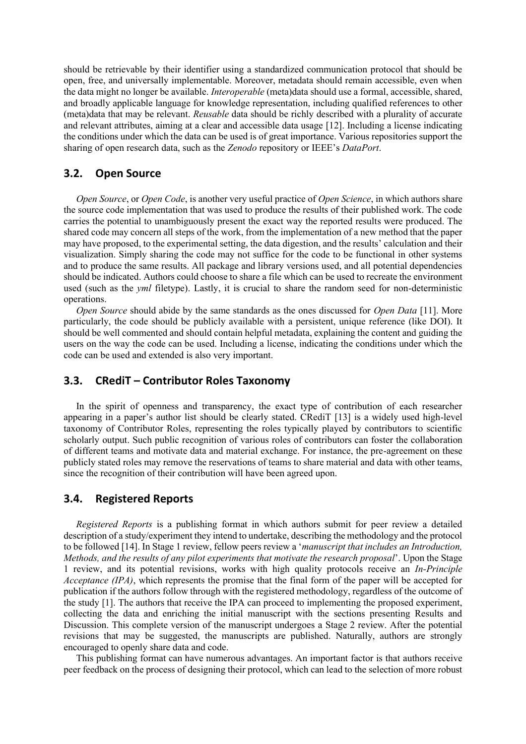should be retrievable by their identifier using a standardized communication protocol that should be open, free, and universally implementable. Moreover, metadata should remain accessible, even when the data might no longer be available. *Interoperable* (meta)data should use a formal, accessible, shared, and broadly applicable language for knowledge representation, including qualified references to other (meta)data that may be relevant. *Reusable* data should be richly described with a plurality of accurate and relevant attributes, aiming at a clear and accessible data usage [12]. Including a license indicating the conditions under which the data can be used is of great importance. Various repositories support the sharing of open research data, such as the *Zenodo* repository or IEEE's *DataPort*.

## 3.2. Open Source

*Open Source*, or *Open Code*, is another very useful practice of *Open Science*, in which authors share the source code implementation that was used to produce the results of their published work. The code carries the potential to unambiguously present the exact way the reported results were produced. The shared code may concern all steps of the work, from the implementation of a new method that the paper may have proposed, to the experimental setting, the data digestion, and the results' calculation and their visualization. Simply sharing the code may not suffice for the code to be functional in other systems and to produce the same results. All package and library versions used, and all potential dependencies should be indicated. Authors could choose to share a file which can be used to recreate the environment used (such as the *yml* filetype). Lastly, it is crucial to share the random seed for non-deterministic operations.

*Open Source* should abide by the same standards as the ones discussed for *Open Data* [11]. More particularly, the code should be publicly available with a persistent, unique reference (like DOI). It should be well commented and should contain helpful metadata, explaining the content and guiding the users on the way the code can be used. Including a license, indicating the conditions under which the code can be used and extended is also very important.

## 3.3. CRediT – Contributor Roles Taxonomy

In the spirit of openness and transparency, the exact type of contribution of each researcher appearing in a paper's author list should be clearly stated. CRediT [13] is a widely used high-level taxonomy of Contributor Roles, representing the roles typically played by contributors to scientific scholarly output. Such public recognition of various roles of contributors can foster the collaboration of different teams and motivate data and material exchange. For instance, the pre-agreement on these publicly stated roles may remove the reservations of teams to share material and data with other teams, since the recognition of their contribution will have been agreed upon.

## 3.4. Registered Reports

*Registered Reports* is a publishing format in which authors submit for peer review a detailed description of a study/experiment they intend to undertake, describing the methodology and the protocol to be followed [14]. In Stage 1 review, fellow peers review a '*manuscript that includes an Introduction, Methods, and the results of any pilot experiments that motivate the research proposal*'. Upon the Stage 1 review, and its potential revisions, works with high quality protocols receive an *In-Principle Acceptance (IPA)*, which represents the promise that the final form of the paper will be accepted for publication if the authors follow through with the registered methodology, regardless of the outcome of the study [1]. The authors that receive the IPA can proceed to implementing the proposed experiment, collecting the data and enriching the initial manuscript with the sections presenting Results and Discussion. This complete version of the manuscript undergoes a Stage 2 review. After the potential revisions that may be suggested, the manuscripts are published. Naturally, authors are strongly encouraged to openly share data and code.

This publishing format can have numerous advantages. An important factor is that authors receive peer feedback on the process of designing their protocol, which can lead to the selection of more robust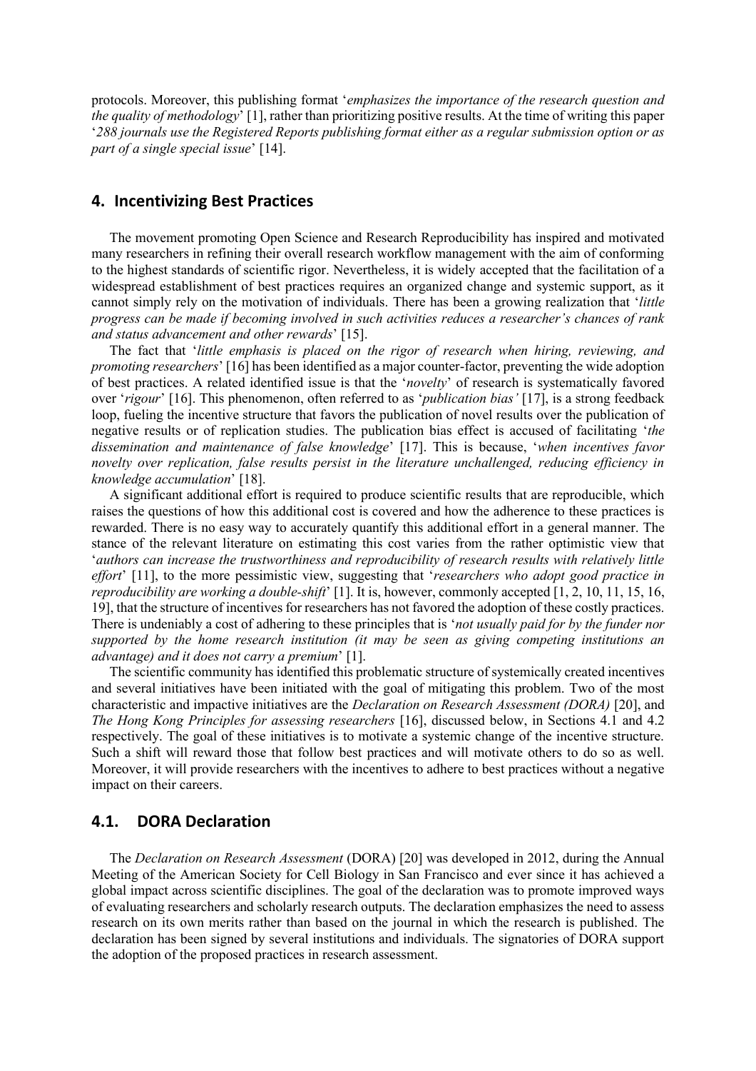protocols. Moreover, this publishing format '*emphasizes the importance of the research question and the quality of methodology*' [1], rather than prioritizing positive results. At the time of writing this paper '*288 journals use the Registered Reports publishing format either as a regular submission option or as part of a single special issue*' [14].

## 4. Incentivizing Best Practices

The movement promoting Open Science and Research Reproducibility has inspired and motivated many researchers in refining their overall research workflow management with the aim of conforming to the highest standards of scientific rigor. Nevertheless, it is widely accepted that the facilitation of a widespread establishment of best practices requires an organized change and systemic support, as it cannot simply rely on the motivation of individuals. There has been a growing realization that '*little progress can be made if becoming involved in such activities reduces a researcher's chances of rank and status advancement and other rewards*' [15].

The fact that '*little emphasis is placed on the rigor of research when hiring, reviewing, and promoting researchers*' [16] has been identified as a major counter-factor, preventing the wide adoption of best practices. A related identified issue is that the '*novelty*' of research is systematically favored over '*rigour*' [16]. This phenomenon, often referred to as '*publication bias'* [17], is a strong feedback loop, fueling the incentive structure that favors the publication of novel results over the publication of negative results or of replication studies. The publication bias effect is accused of facilitating '*the dissemination and maintenance of false knowledge*' [17]. This is because, '*when incentives favor novelty over replication, false results persist in the literature unchallenged, reducing efficiency in knowledge accumulation*' [18].

A significant additional effort is required to produce scientific results that are reproducible, which raises the questions of how this additional cost is covered and how the adherence to these practices is rewarded. There is no easy way to accurately quantify this additional effort in a general manner. The stance of the relevant literature on estimating this cost varies from the rather optimistic view that '*authors can increase the trustworthiness and reproducibility of research results with relatively little effort*' [11], to the more pessimistic view, suggesting that '*researchers who adopt good practice in reproducibility are working a double-shift*' [1]. It is, however, commonly accepted [1, 2, 10, 11, 15, 16, 19], that the structure of incentives for researchers has not favored the adoption of these costly practices. There is undeniably a cost of adhering to these principles that is '*not usually paid for by the funder nor supported by the home research institution (it may be seen as giving competing institutions an advantage) and it does not carry a premium*' [1].

The scientific community has identified this problematic structure of systemically created incentives and several initiatives have been initiated with the goal of mitigating this problem. Two of the most characteristic and impactive initiatives are the *Declaration on Research Assessment (DORA)* [20], and *The Hong Kong Principles for assessing researchers* [16], discussed below, in Sections 4.1 and 4.2 respectively. The goal of these initiatives is to motivate a systemic change of the incentive structure. Such a shift will reward those that follow best practices and will motivate others to do so as well. Moreover, it will provide researchers with the incentives to adhere to best practices without a negative impact on their careers.

### 4.1. DORA Declaration

The *Declaration on Research Assessment* (DORA) [20] was developed in 2012, during the Annual Meeting of the American Society for Cell Biology in San Francisco and ever since it has achieved a global impact across scientific disciplines. The goal of the declaration was to promote improved ways of evaluating researchers and scholarly research outputs. The declaration emphasizes the need to assess research on its own merits rather than based on the journal in which the research is published. The declaration has been signed by several institutions and individuals. The signatories of DORA support the adoption of the proposed practices in research assessment.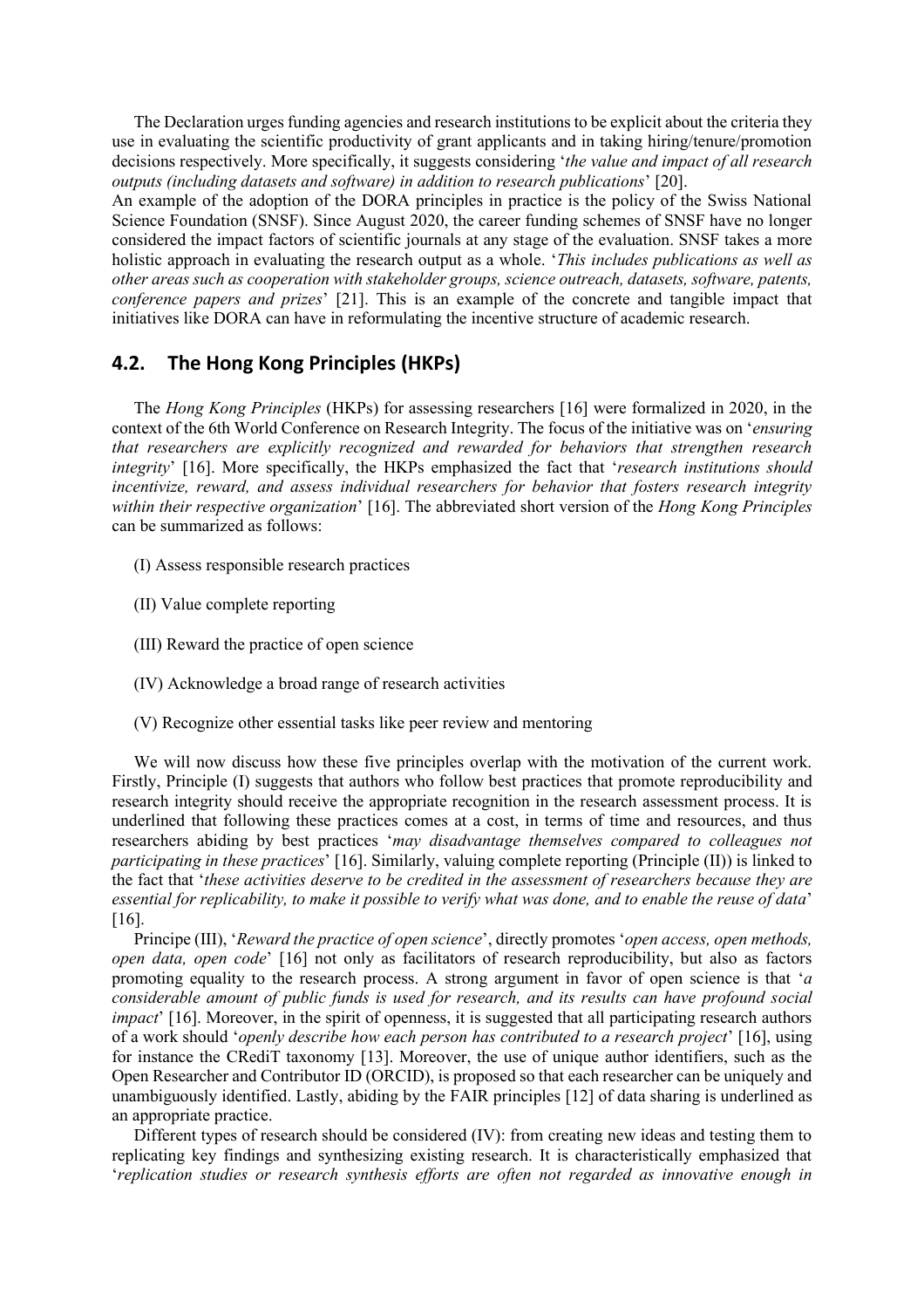The Declaration urges funding agencies and research institutions to be explicit about the criteria they use in evaluating the scientific productivity of grant applicants and in taking hiring/tenure/promotion decisions respectively. More specifically, it suggests considering '*the value and impact of all research outputs (including datasets and software) in addition to research publications*' [20].

An example of the adoption of the DORA principles in practice is the policy of the Swiss National Science Foundation (SNSF). Since August 2020, the career funding schemes of SNSF have no longer considered the impact factors of scientific journals at any stage of the evaluation. SNSF takes a more holistic approach in evaluating the research output as a whole. '*This includes publications as well as other areas such as cooperation with stakeholder groups, science outreach, datasets, software, patents, conference papers and prizes*' [21]. This is an example of the concrete and tangible impact that initiatives like DORA can have in reformulating the incentive structure of academic research.

## 4.2. The Hong Kong Principles (HKPs)

The *Hong Kong Principles* (HKPs) for assessing researchers [16] were formalized in 2020, in the context of the 6th World Conference on Research Integrity. The focus of the initiative was on '*ensuring that researchers are explicitly recognized and rewarded for behaviors that strengthen research integrity*' [16]. More specifically, the HKPs emphasized the fact that '*research institutions should incentivize, reward, and assess individual researchers for behavior that fosters research integrity within their respective organization*' [16]. The abbreviated short version of the *Hong Kong Principles* can be summarized as follows:

(I) Assess responsible research practices

(II) Value complete reporting

(III) Reward the practice of open science

(IV) Acknowledge a broad range of research activities

(V) Recognize other essential tasks like peer review and mentoring

We will now discuss how these five principles overlap with the motivation of the current work. Firstly, Principle (I) suggests that authors who follow best practices that promote reproducibility and research integrity should receive the appropriate recognition in the research assessment process. It is underlined that following these practices comes at a cost, in terms of time and resources, and thus researchers abiding by best practices '*may disadvantage themselves compared to colleagues not participating in these practices*' [16]. Similarly, valuing complete reporting (Principle (II)) is linked to the fact that '*these activities deserve to be credited in the assessment of researchers because they are essential for replicability, to make it possible to verify what was done, and to enable the reuse of data*' [16].

Principe (III), '*Reward the practice of open science*', directly promotes '*open access, open methods, open data, open code*' [16] not only as facilitators of research reproducibility, but also as factors promoting equality to the research process. A strong argument in favor of open science is that '*a considerable amount of public funds is used for research, and its results can have profound social impact*' [16]. Moreover, in the spirit of openness, it is suggested that all participating research authors of a work should '*openly describe how each person has contributed to a research project*' [16], using for instance the CRediT taxonomy [13]. Moreover, the use of unique author identifiers, such as the Open Researcher and Contributor ID (ORCID), is proposed so that each researcher can be uniquely and unambiguously identified. Lastly, abiding by the FAIR principles [12] of data sharing is underlined as an appropriate practice.

Different types of research should be considered (IV): from creating new ideas and testing them to replicating key findings and synthesizing existing research. It is characteristically emphasized that '*replication studies or research synthesis efforts are often not regarded as innovative enough in*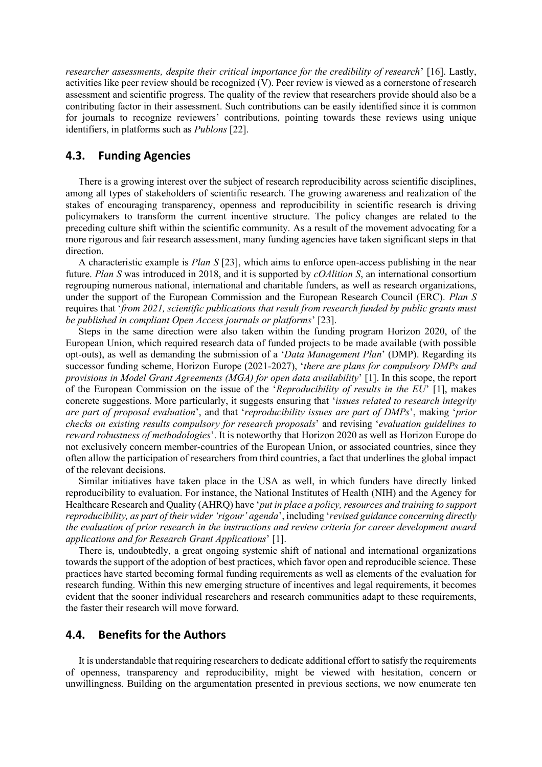*researcher assessments, despite their critical importance for the credibility of research*' [16]. Lastly, activities like peer review should be recognized (V). Peer review is viewed as a cornerstone of research assessment and scientific progress. The quality of the review that researchers provide should also be a contributing factor in their assessment. Such contributions can be easily identified since it is common for journals to recognize reviewers' contributions, pointing towards these reviews using unique identifiers, in platforms such as *Publons* [22].

## 4.3. Funding Agencies

There is a growing interest over the subject of research reproducibility across scientific disciplines, among all types of stakeholders of scientific research. The growing awareness and realization of the stakes of encouraging transparency, openness and reproducibility in scientific research is driving policymakers to transform the current incentive structure. The policy changes are related to the preceding culture shift within the scientific community. As a result of the movement advocating for a more rigorous and fair research assessment, many funding agencies have taken significant steps in that direction.

A characteristic example is *Plan S* [23], which aims to enforce open-access publishing in the near future. *Plan S* was introduced in 2018, and it is supported by *cOAlition S*, an international consortium regrouping numerous national, international and charitable funders, as well as research organizations, under the support of the European Commission and the European Research Council (ERC). *Plan S* requires that '*from 2021, scientific publications that result from research funded by public grants must be published in compliant Open Access journals or platforms*' [23].

Steps in the same direction were also taken within the funding program Horizon 2020, of the European Union, which required research data of funded projects to be made available (with possible opt-outs), as well as demanding the submission of a '*Data Management Plan*' (DMP). Regarding its successor funding scheme, Horizon Europe (2021-2027), '*there are plans for compulsory DMPs and provisions in Model Grant Agreements (MGA) for open data availability*' [1]. In this scope, the report of the European Commission on the issue of the '*Reproducibility of results in the EU*' [1], makes concrete suggestions. More particularly, it suggests ensuring that '*issues related to research integrity are part of proposal evaluation*', and that '*reproducibility issues are part of DMPs*', making '*prior checks on existing results compulsory for research proposals*' and revising '*evaluation guidelines to reward robustness of methodologies*'. It is noteworthy that Horizon 2020 as well as Horizon Europe do not exclusively concern member-countries of the European Union, or associated countries, since they often allow the participation of researchers from third countries, a fact that underlines the global impact of the relevant decisions.

Similar initiatives have taken place in the USA as well, in which funders have directly linked reproducibility to evaluation. For instance, the National Institutes of Health (NIH) and the Agency for Healthcare Research and Quality (AHRQ) have '*put in place a policy, resources and training to support reproducibility, as part of their wider 'rigour' agenda*', including '*revised guidance concerning directly the evaluation of prior research in the instructions and review criteria for career development award applications and for Research Grant Applications*' [1].

There is, undoubtedly, a great ongoing systemic shift of national and international organizations towards the support of the adoption of best practices, which favor open and reproducible science. These practices have started becoming formal funding requirements as well as elements of the evaluation for research funding. Within this new emerging structure of incentives and legal requirements, it becomes evident that the sooner individual researchers and research communities adapt to these requirements, the faster their research will move forward.

## 4.4. Benefits for the Authors

It is understandable that requiring researchers to dedicate additional effort to satisfy the requirements of openness, transparency and reproducibility, might be viewed with hesitation, concern or unwillingness. Building on the argumentation presented in previous sections, we now enumerate ten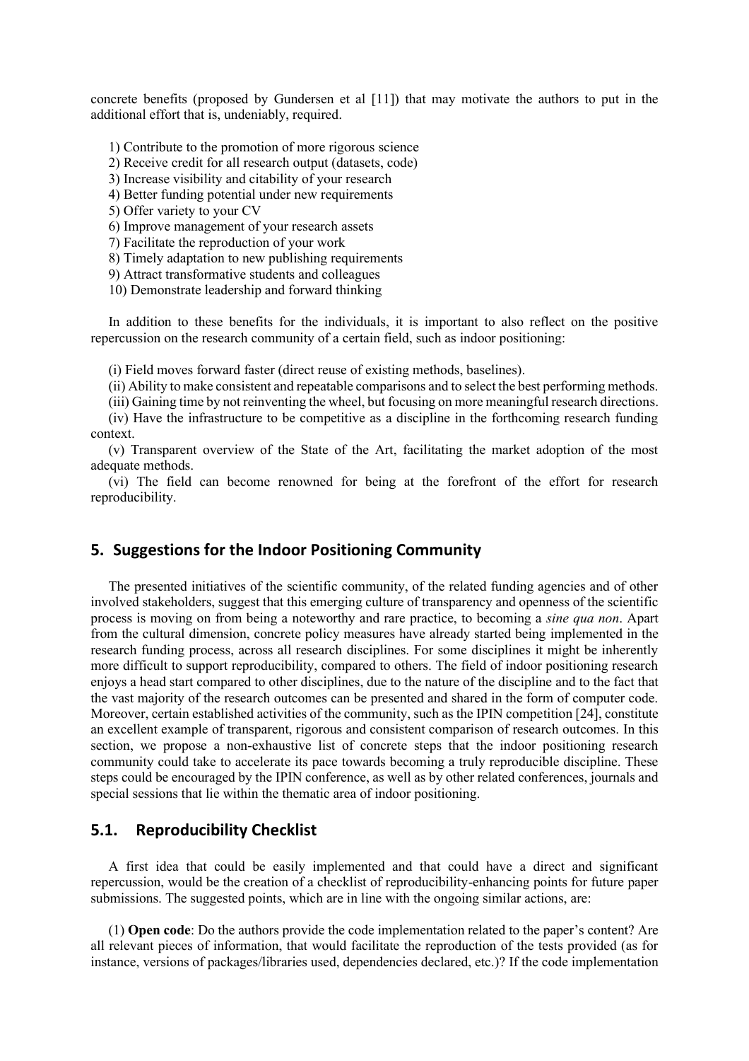concrete benefits (proposed by Gundersen et al [11]) that may motivate the authors to put in the additional effort that is, undeniably, required.

1) Contribute to the promotion of more rigorous science
2) Receive credit for all research output (datasets, code)
3) Increase visibility and citability of your research
4) Better funding potential under new requirements
5) Offer variety to your CV
6) Improve management of your research assets
7) Facilitate the reproduction of your work
8) Timely adaptation to new publishing requirements
9) Attract transformative students and colleagues
10) Demonstrate leadership and forward thinking

In addition to these benefits for the individuals, it is important to also reflect on the positive repercussion on the research community of a certain field, such as indoor positioning:

(i) Field moves forward faster (direct reuse of existing methods, baselines).

(ii) Ability to make consistent and repeatable comparisons and to select the best performing methods.

(iii) Gaining time by not reinventing the wheel, but focusing on more meaningful research directions.

(iv) Have the infrastructure to be competitive as a discipline in the forthcoming research funding context.

(v) Transparent overview of the State of the Art, facilitating the market adoption of the most adequate methods.

(vi) The field can become renowned for being at the forefront of the effort for research reproducibility.

## 5. Suggestions for the Indoor Positioning Community

The presented initiatives of the scientific community, of the related funding agencies and of other involved stakeholders, suggest that this emerging culture of transparency and openness of the scientific process is moving on from being a noteworthy and rare practice, to becoming a *sine qua non*. Apart from the cultural dimension, concrete policy measures have already started being implemented in the research funding process, across all research disciplines. For some disciplines it might be inherently more difficult to support reproducibility, compared to others. The field of indoor positioning research enjoys a head start compared to other disciplines, due to the nature of the discipline and to the fact that the vast majority of the research outcomes can be presented and shared in the form of computer code. Moreover, certain established activities of the community, such as the IPIN competition [24], constitute an excellent example of transparent, rigorous and consistent comparison of research outcomes. In this section, we propose a non-exhaustive list of concrete steps that the indoor positioning research community could take to accelerate its pace towards becoming a truly reproducible discipline. These steps could be encouraged by the IPIN conference, as well as by other related conferences, journals and special sessions that lie within the thematic area of indoor positioning.

### 5.1. Reproducibility Checklist

A first idea that could be easily implemented and that could have a direct and significant repercussion, would be the creation of a checklist of reproducibility-enhancing points for future paper submissions. The suggested points, which are in line with the ongoing similar actions, are:

(1) **Open code**: Do the authors provide the code implementation related to the paper's content? Are all relevant pieces of information, that would facilitate the reproduction of the tests provided (as for instance, versions of packages/libraries used, dependencies declared, etc.)? If the code implementation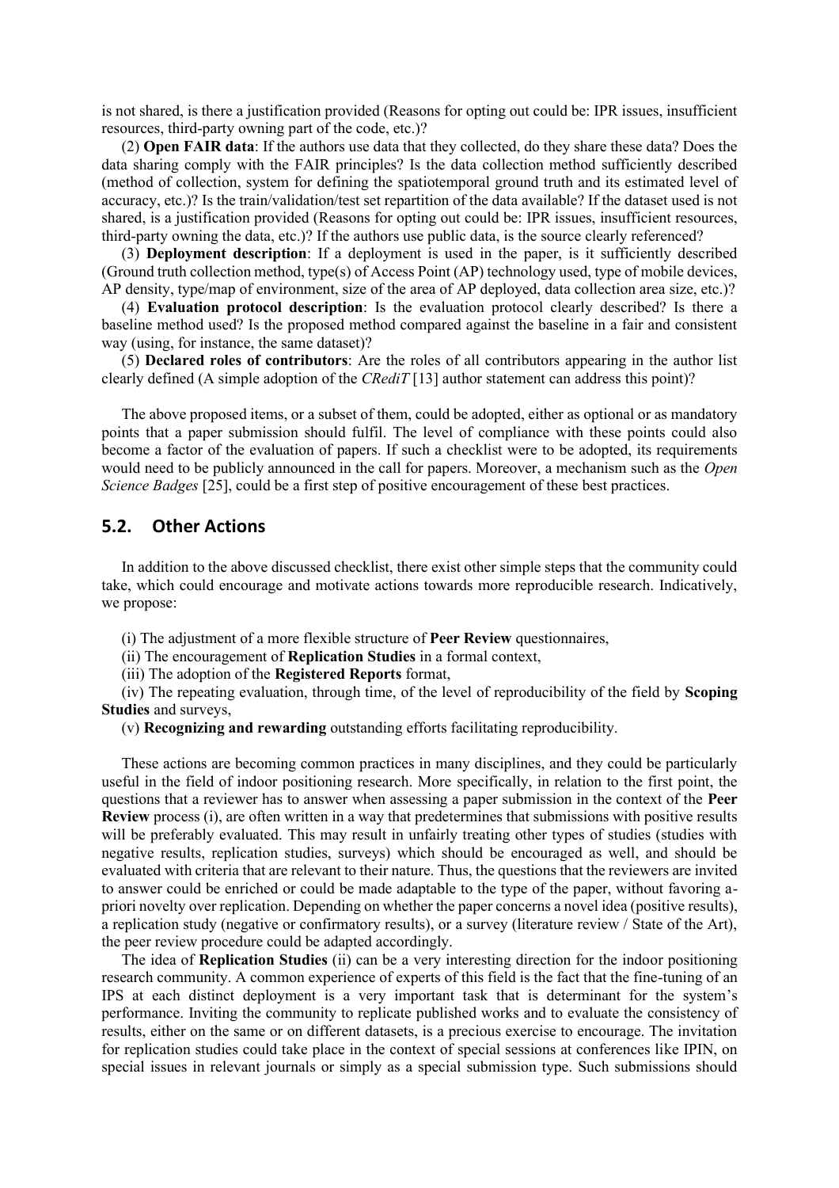is not shared, is there a justification provided (Reasons for opting out could be: IPR issues, insufficient resources, third-party owning part of the code, etc.)?

(2) **Open FAIR data**: If the authors use data that they collected, do they share these data? Does the data sharing comply with the FAIR principles? Is the data collection method sufficiently described (method of collection, system for defining the spatiotemporal ground truth and its estimated level of accuracy, etc.)? Is the train/validation/test set repartition of the data available? If the dataset used is not shared, is a justification provided (Reasons for opting out could be: IPR issues, insufficient resources, third-party owning the data, etc.)? If the authors use public data, is the source clearly referenced?

(3) **Deployment description**: If a deployment is used in the paper, is it sufficiently described (Ground truth collection method, type(s) of Access Point (AP) technology used, type of mobile devices, AP density, type/map of environment, size of the area of AP deployed, data collection area size, etc.)?

(4) **Evaluation protocol description**: Is the evaluation protocol clearly described? Is there a baseline method used? Is the proposed method compared against the baseline in a fair and consistent way (using, for instance, the same dataset)?

(5) **Declared roles of contributors**: Are the roles of all contributors appearing in the author list clearly defined (A simple adoption of the *CRediT* [13] author statement can address this point)?

The above proposed items, or a subset of them, could be adopted, either as optional or as mandatory points that a paper submission should fulfil. The level of compliance with these points could also become a factor of the evaluation of papers. If such a checklist were to be adopted, its requirements would need to be publicly announced in the call for papers. Moreover, a mechanism such as the *Open Science Badges* [25], could be a first step of positive encouragement of these best practices.

## 5.2. Other Actions

In addition to the above discussed checklist, there exist other simple steps that the community could take, which could encourage and motivate actions towards more reproducible research. Indicatively, we propose:

(i) The adjustment of a more flexible structure of **Peer Review** questionnaires,
(ii) The encouragement of **Replication Studies** in a formal context,
(iii) The adoption of the **Registered Reports** format,
(iv) The repeating evaluation, through time, of the level of reproducibility of the field by **Scoping Studies** and surveys,
(v) **Recognizing and rewarding** outstanding efforts facilitating reproducibility.

These actions are becoming common practices in many disciplines, and they could be particularly useful in the field of indoor positioning research. More specifically, in relation to the first point, the questions that a reviewer has to answer when assessing a paper submission in the context of the **Peer Review** process (i), are often written in a way that predetermines that submissions with positive results will be preferably evaluated. This may result in unfairly treating other types of studies (studies with negative results, replication studies, surveys) which should be encouraged as well, and should be evaluated with criteria that are relevant to their nature. Thus, the questions that the reviewers are invited to answer could be enriched or could be made adaptable to the type of the paper, without favoring a-priori novelty over replication. Depending on whether the paper concerns a novel idea (positive results), a replication study (negative or confirmatory results), or a survey (literature review / State of the Art), the peer review procedure could be adapted accordingly.

The idea of **Replication Studies** (ii) can be a very interesting direction for the indoor positioning research community. A common experience of experts of this field is the fact that the fine-tuning of an IPS at each distinct deployment is a very important task that is determinant for the system's performance. Inviting the community to replicate published works and to evaluate the consistency of results, either on the same or on different datasets, is a precious exercise to encourage. The invitation for replication studies could take place in the context of special sessions at conferences like IPIN, on special issues in relevant journals or simply as a special submission type. Such submissions should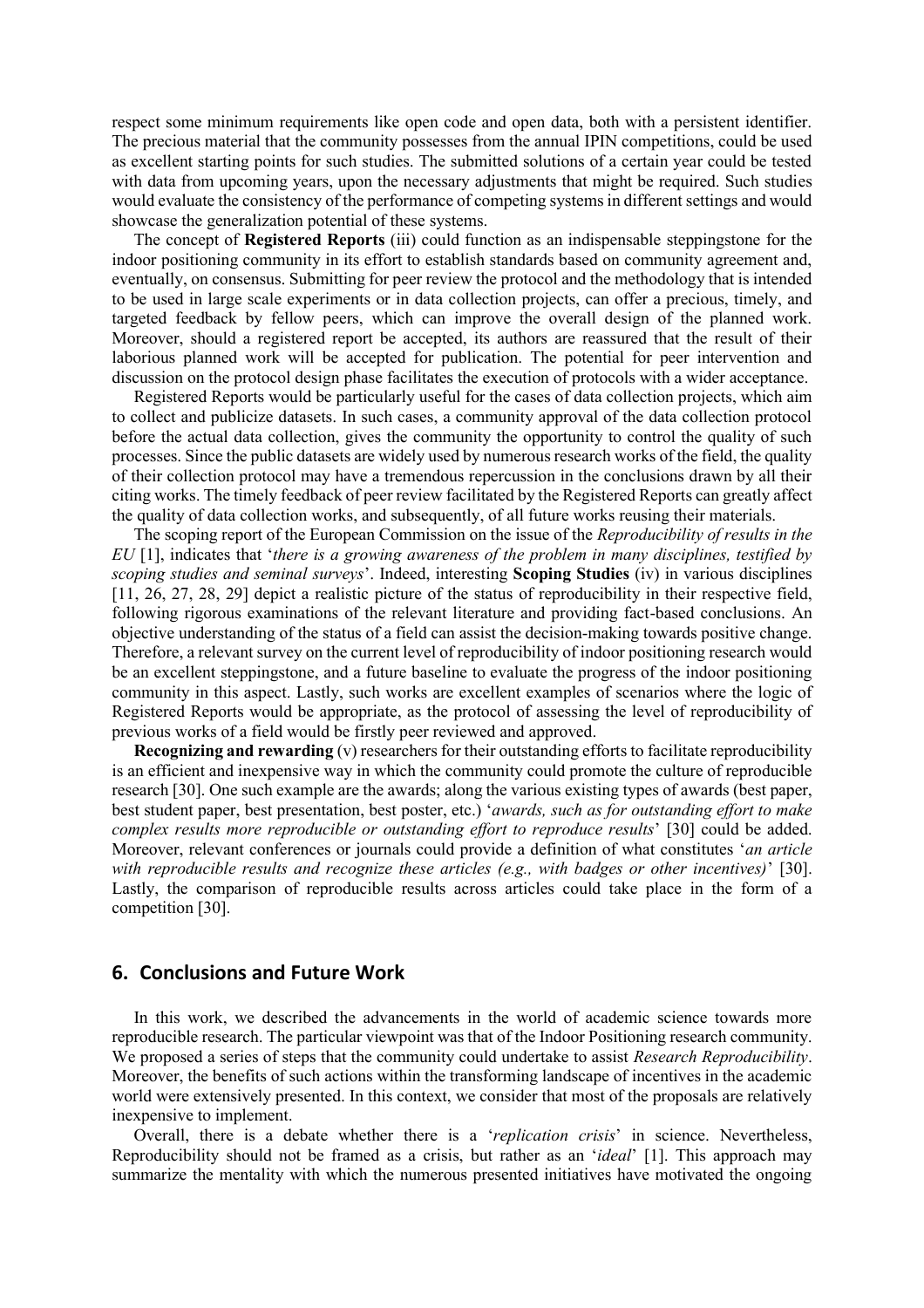respect some minimum requirements like open code and open data, both with a persistent identifier. The precious material that the community possesses from the annual IPIN competitions, could be used as excellent starting points for such studies. The submitted solutions of a certain year could be tested with data from upcoming years, upon the necessary adjustments that might be required. Such studies would evaluate the consistency of the performance of competing systems in different settings and would showcase the generalization potential of these systems.

The concept of **Registered Reports** (iii) could function as an indispensable steppingstone for the indoor positioning community in its effort to establish standards based on community agreement and, eventually, on consensus. Submitting for peer review the protocol and the methodology that is intended to be used in large scale experiments or in data collection projects, can offer a precious, timely, and targeted feedback by fellow peers, which can improve the overall design of the planned work. Moreover, should a registered report be accepted, its authors are reassured that the result of their laborious planned work will be accepted for publication. The potential for peer intervention and discussion on the protocol design phase facilitates the execution of protocols with a wider acceptance.

Registered Reports would be particularly useful for the cases of data collection projects, which aim to collect and publicize datasets. In such cases, a community approval of the data collection protocol before the actual data collection, gives the community the opportunity to control the quality of such processes. Since the public datasets are widely used by numerous research works of the field, the quality of their collection protocol may have a tremendous repercussion in the conclusions drawn by all their citing works. The timely feedback of peer review facilitated by the Registered Reports can greatly affect the quality of data collection works, and subsequently, of all future works reusing their materials.

The scoping report of the European Commission on the issue of the *Reproducibility of results in the EU* [1], indicates that '*there is a growing awareness of the problem in many disciplines, testified by scoping studies and seminal surveys*'. Indeed, interesting **Scoping Studies** (iv) in various disciplines [11, 26, 27, 28, 29] depict a realistic picture of the status of reproducibility in their respective field, following rigorous examinations of the relevant literature and providing fact-based conclusions. An objective understanding of the status of a field can assist the decision-making towards positive change. Therefore, a relevant survey on the current level of reproducibility of indoor positioning research would be an excellent steppingstone, and a future baseline to evaluate the progress of the indoor positioning community in this aspect. Lastly, such works are excellent examples of scenarios where the logic of Registered Reports would be appropriate, as the protocol of assessing the level of reproducibility of previous works of a field would be firstly peer reviewed and approved.

**Recognizing and rewarding** (v) researchers for their outstanding efforts to facilitate reproducibility is an efficient and inexpensive way in which the community could promote the culture of reproducible research [30]. One such example are the awards; along the various existing types of awards (best paper, best student paper, best presentation, best poster, etc.) '*awards, such as for outstanding effort to make complex results more reproducible or outstanding effort to reproduce results*' [30] could be added. Moreover, relevant conferences or journals could provide a definition of what constitutes '*an article with reproducible results and recognize these articles (e.g., with badges or other incentives)*' [30]. Lastly, the comparison of reproducible results across articles could take place in the form of a competition [30].

## 6. Conclusions and Future Work

In this work, we described the advancements in the world of academic science towards more reproducible research. The particular viewpoint was that of the Indoor Positioning research community. We proposed a series of steps that the community could undertake to assist *Research Reproducibility*. Moreover, the benefits of such actions within the transforming landscape of incentives in the academic world were extensively presented. In this context, we consider that most of the proposals are relatively inexpensive to implement.

Overall, there is a debate whether there is a '*replication crisis*' in science. Nevertheless, Reproducibility should not be framed as a crisis, but rather as an '*ideal*' [1]. This approach may summarize the mentality with which the numerous presented initiatives have motivated the ongoing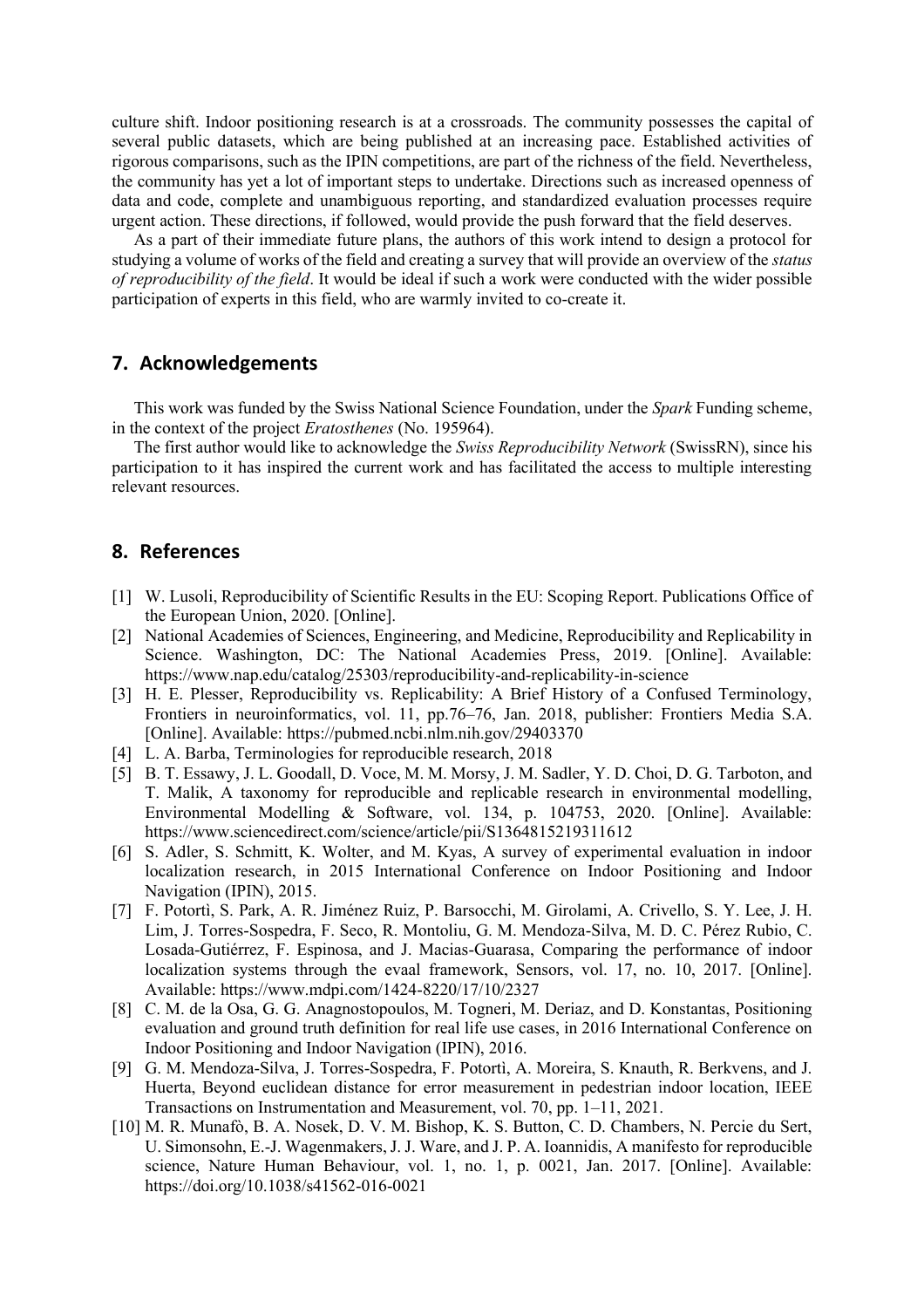culture shift. Indoor positioning research is at a crossroads. The community possesses the capital of several public datasets, which are being published at an increasing pace. Established activities of rigorous comparisons, such as the IPIN competitions, are part of the richness of the field. Nevertheless, the community has yet a lot of important steps to undertake. Directions such as increased openness of data and code, complete and unambiguous reporting, and standardized evaluation processes require urgent action. These directions, if followed, would provide the push forward that the field deserves.

As a part of their immediate future plans, the authors of this work intend to design a protocol for studying a volume of works of the field and creating a survey that will provide an overview of the *status of reproducibility of the field*. It would be ideal if such a work were conducted with the wider possible participation of experts in this field, who are warmly invited to co-create it.

## 7. Acknowledgements

This work was funded by the Swiss National Science Foundation, under the *Spark* Funding scheme, in the context of the project *Eratosthenes* (No. 195964).

The first author would like to acknowledge the *Swiss Reproducibility Network* (SwissRN), since his participation to it has inspired the current work and has facilitated the access to multiple interesting relevant resources.

## 8. References

[1] W. Lusoli, Reproducibility of Scientific Results in the EU: Scoping Report. Publications Office of the European Union, 2020. [Online].

[2] National Academies of Sciences, Engineering, and Medicine, Reproducibility and Replicability in Science. Washington, DC: The National Academies Press, 2019. [Online]. Available: https://www.nap.edu/catalog/25303/reproducibility-and-replicability-in-science

[3] H. E. Plesser, Reproducibility vs. Replicability: A Brief History of a Confused Terminology, Frontiers in neuroinformatics, vol. 11, pp.76–76, Jan. 2018, publisher: Frontiers Media S.A. [Online]. Available: https://pubmed.ncbi.nlm.nih.gov/29403370

[4] L. A. Barba, Terminologies for reproducible research, 2018

[5] B. T. Essawy, J. L. Goodall, D. Voce, M. M. Morsy, J. M. Sadler, Y. D. Choi, D. G. Tarboton, and T. Malik, A taxonomy for reproducible and replicable research in environmental modelling, Environmental Modelling & Software, vol. 134, p. 104753, 2020. [Online]. Available: https://www.sciencedirect.com/science/article/pii/S1364815219311612

[6] S. Adler, S. Schmitt, K. Wolter, and M. Kyas, A survey of experimental evaluation in indoor localization research, in 2015 International Conference on Indoor Positioning and Indoor Navigation (IPIN), 2015.

[7] F. Potortì, S. Park, A. R. Jiménez Ruiz, P. Barsocchi, M. Girolami, A. Crivello, S. Y. Lee, J. H. Lim, J. Torres-Sospedra, F. Seco, R. Montoliu, G. M. Mendoza-Silva, M. D. C. Pérez Rubio, C. Losada-Gutiérrez, F. Espinosa, and J. Macias-Guarasa, Comparing the performance of indoor localization systems through the evaal framework, Sensors, vol. 17, no. 10, 2017. [Online]. Available: https://www.mdpi.com/1424-8220/17/10/2327

[8] C. M. de la Osa, G. G. Anagnostopoulos, M. Togneri, M. Deriaz, and D. Konstantas, Positioning evaluation and ground truth definition for real life use cases, in 2016 International Conference on Indoor Positioning and Indoor Navigation (IPIN), 2016.

[9] G. M. Mendoza-Silva, J. Torres-Sospedra, F. Potortì, A. Moreira, S. Knauth, R. Berkvens, and J. Huerta, Beyond euclidean distance for error measurement in pedestrian indoor location, IEEE Transactions on Instrumentation and Measurement, vol. 70, pp. 1–11, 2021.

[10] M. R. Munafò, B. A. Nosek, D. V. M. Bishop, K. S. Button, C. D. Chambers, N. Percie du Sert, U. Simonsohn, E.-J. Wagenmakers, J. J. Ware, and J. P. A. Ioannidis, A manifesto for reproducible science, Nature Human Behaviour, vol. 1, no. 1, p. 0021, Jan. 2017. [Online]. Available: https://doi.org/10.1038/s41562-016-0021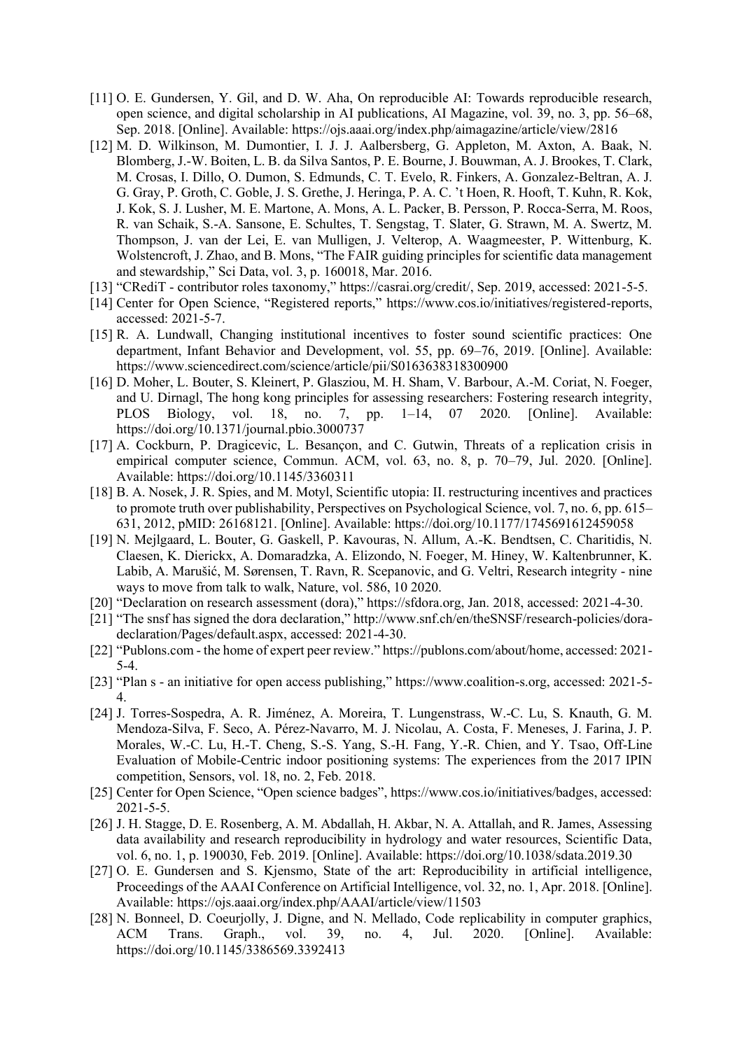[11] O. E. Gundersen, Y. Gil, and D. W. Aha, On reproducible AI: Towards reproducible research, open science, and digital scholarship in AI publications, AI Magazine, vol. 39, no. 3, pp. 56–68, Sep. 2018. [Online]. Available: https://ojs.aaai.org/index.php/aimagazine/article/view/2816

[12] M. D. Wilkinson, M. Dumontier, I. J. J. Aalbersberg, G. Appleton, M. Axton, A. Baak, N. Blomberg, J.-W. Boiten, L. B. da Silva Santos, P. E. Bourne, J. Bouwman, A. J. Brookes, T. Clark, M. Crosas, I. Dillo, O. Dumon, S. Edmunds, C. T. Evelo, R. Finkers, A. Gonzalez-Beltran, A. J. G. Gray, P. Groth, C. Goble, J. S. Grethe, J. Heringa, P. A. C. 't Hoen, R. Hooft, T. Kuhn, R. Kok, J. Kok, S. J. Lusher, M. E. Martone, A. Mons, A. L. Packer, B. Persson, P. Rocca-Serra, M. Roos, R. van Schaik, S.-A. Sansone, E. Schultes, T. Sengstag, T. Slater, G. Strawn, M. A. Swertz, M. Thompson, J. van der Lei, E. van Mulligen, J. Velterop, A. Waagmeester, P. Wittenburg, K. Wolstencroft, J. Zhao, and B. Mons, "The FAIR guiding principles for scientific data management and stewardship," Sci Data, vol. 3, p. 160018, Mar. 2016.

[13] "CRediT - contributor roles taxonomy," https://casrai.org/credit/, Sep. 2019, accessed: 2021-5-5.

[14] Center for Open Science, "Registered reports," https://www.cos.io/initiatives/registered-reports, accessed: 2021-5-7.

[15] R. A. Lundwall, Changing institutional incentives to foster sound scientific practices: One department, Infant Behavior and Development, vol. 55, pp. 69–76, 2019. [Online]. Available: https://www.sciencedirect.com/science/article/pii/S0163638318300900

[16] D. Moher, L. Bouter, S. Kleinert, P. Glasziou, M. H. Sham, V. Barbour, A.-M. Coriat, N. Foeger, and U. Dirnagl, The hong kong principles for assessing researchers: Fostering research integrity, PLOS Biology, vol. 18, no. 7, pp. 1–14, 07 2020. [Online]. Available: https://doi.org/10.1371/journal.pbio.3000737

[17] A. Cockburn, P. Dragicevic, L. Besançon, and C. Gutwin, Threats of a replication crisis in empirical computer science, Commun. ACM, vol. 63, no. 8, p. 70–79, Jul. 2020. [Online]. Available: https://doi.org/10.1145/3360311

[18] B. A. Nosek, J. R. Spies, and M. Motyl, Scientific utopia: II. restructuring incentives and practices to promote truth over publishability, Perspectives on Psychological Science, vol. 7, no. 6, pp. 615–631, 2012, pMID: 26168121. [Online]. Available: https://doi.org/10.1177/1745691612459058

[19] N. Mejlgaard, L. Bouter, G. Gaskell, P. Kavouras, N. Allum, A.-K. Bendtsen, C. Charitidis, N. Claesen, K. Dierickx, A. Domaradzka, A. Elizondo, N. Foeger, M. Hiney, W. Kaltenbrunner, K. Labib, A. Marušić, M. Sørensen, T. Ravn, R. Scepanovic, and G. Veltri, Research integrity - nine ways to move from talk to walk, Nature, vol. 586, 10 2020.

[20] "Declaration on research assessment (dora)," https://sfdora.org, Jan. 2018, accessed: 2021-4-30.

[21] "The snsf has signed the dora declaration," http://www.snf.ch/en/theSNSF/research-policies/dora-declaration/Pages/default.aspx, accessed: 2021-4-30.

[22] "Publons.com - the home of expert peer review." https://publons.com/about/home, accessed: 2021-5-4.

[23] "Plan s - an initiative for open access publishing," https://www.coalition-s.org, accessed: 2021-5-4.

[24] J. Torres-Sospedra, A. R. Jiménez, A. Moreira, T. Lungenstrass, W.-C. Lu, S. Knauth, G. M. Mendoza-Silva, F. Seco, A. Pérez-Navarro, M. J. Nicolau, A. Costa, F. Meneses, J. Farina, J. P. Morales, W.-C. Lu, H.-T. Cheng, S.-S. Yang, S.-H. Fang, Y.-R. Chien, and Y. Tsao, Off-Line Evaluation of Mobile-Centric indoor positioning systems: The experiences from the 2017 IPIN competition, Sensors, vol. 18, no. 2, Feb. 2018.

[25] Center for Open Science, "Open science badges", https://www.cos.io/initiatives/badges, accessed: 2021-5-5.

[26] J. H. Stagge, D. E. Rosenberg, A. M. Abdallah, H. Akbar, N. A. Attallah, and R. James, Assessing data availability and research reproducibility in hydrology and water resources, Scientific Data, vol. 6, no. 1, p. 190030, Feb. 2019. [Online]. Available: https://doi.org/10.1038/sdata.2019.30

[27] O. E. Gundersen and S. Kjensmo, State of the art: Reproducibility in artificial intelligence, Proceedings of the AAAI Conference on Artificial Intelligence, vol. 32, no. 1, Apr. 2018. [Online]. Available: https://ojs.aaai.org/index.php/AAAI/article/view/11503

[28] N. Bonneel, D. Coeurjolly, J. Digne, and N. Mellado, Code replicability in computer graphics, ACM Trans. Graph., vol. 39, no. 4, Jul. 2020. [Online]. Available: https://doi.org/10.1145/3386569.3392413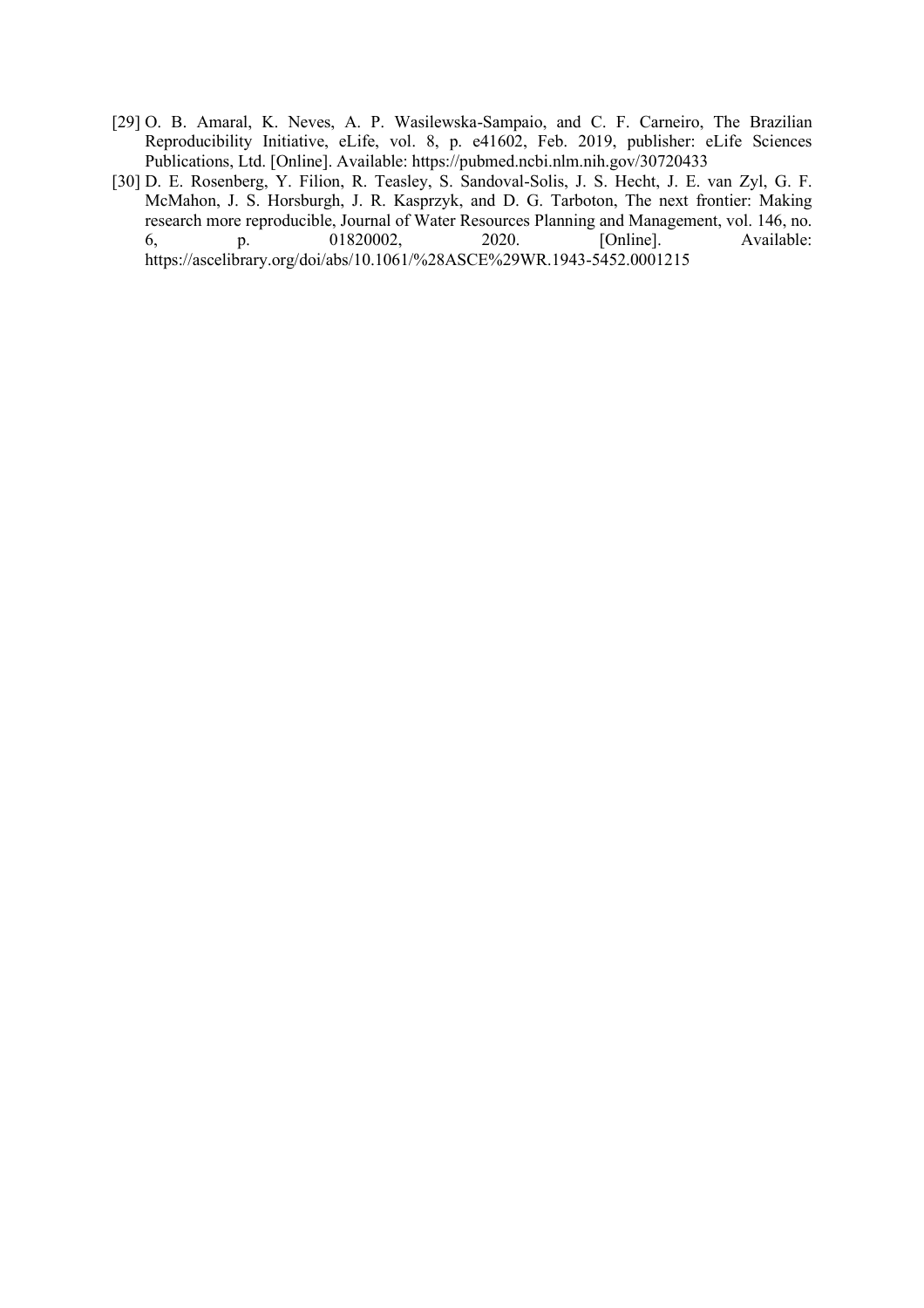[29] O. B. Amaral, K. Neves, A. P. Wasilewska-Sampaio, and C. F. Carneiro, The Brazilian Reproducibility Initiative, eLife, vol. 8, p. e41602, Feb. 2019, publisher: eLife Sciences Publications, Ltd. [Online]. Available: https://pubmed.ncbi.nlm.nih.gov/30720433

[30] D. E. Rosenberg, Y. Filion, R. Teasley, S. Sandoval-Solis, J. S. Hecht, J. E. van Zyl, G. F. McMahon, J. S. Horsburgh, J. R. Kasprzyk, and D. G. Tarboton, The next frontier: Making research more reproducible, Journal of Water Resources Planning and Management, vol. 146, no. 6, p. 01820002, 2020. [Online]. Available: https://ascelibrary.org/doi/abs/10.1061/%28ASCE%29WR.1943-5452.0001215